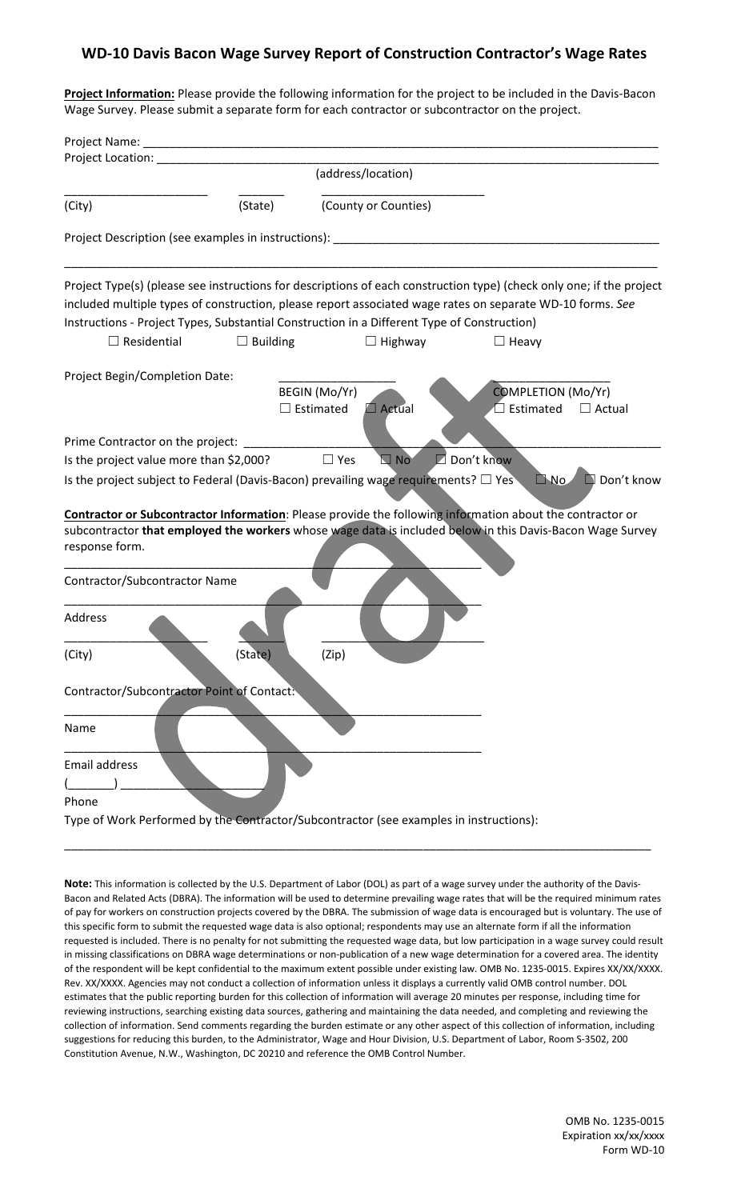## WD-10 Davis Bacon Wage Survey Report of Construction Contractor's Wage Rates

**Project Information:** Please provide the following information for the project to be included in the Davis-Bacon Wage Survey. Please submit a separate form for each contractor or subcontractor on the project.

Project Name: ______________________________________________________________________________

Project Location: ____________________________________________________________________________
(address/location)

______________________ _______ ________________________
(City) (State) (County or Counties)

Project Description (see examples in instructions): ________________________________________________

_____________________________________________________________________________________________

Project Type(s) (please see instructions for descriptions of each construction type) (check only one; if the project included multiple types of construction, please report associated wage rates on separate WD-10 forms. *See Instructions - Project Types, Substantial Construction in a Different Type of Construction)*

☐ Residential ☐ Building ☐ Highway ☐ Heavy

Project Begin/Completion Date: __________________ __________________
BEGIN (Mo/Yr) COMPLETION (Mo/Yr)
☐ Estimated ☐ Actual ☐ Estimated ☐ Actual

Prime Contractor on the project: ____________________________________________________________

Is the project value more than $2,000? ☐ Yes ☐ No ☐ Don't know

Is the project subject to Federal (Davis-Bacon) prevailing wage requirements? ☐ Yes ☐ No ☐ Don't know

**Contractor or Subcontractor Information**: Please provide the following information about the contractor or subcontractor **that employed the workers** whose wage data is included below in this Davis-Bacon Wage Survey response form.

_____________________________________________________________

Contractor/Subcontractor Name

_____________________________________________________________

Address

______________________ _______ ________________________
(City) (State) (Zip)

Contractor/Subcontractor Point of Contact:

_____________________________________________________________

Name

_____________________________________________________________

Email address

(_______) _______________________

Phone

Type of Work Performed by the Contractor/Subcontractor (see examples in instructions):

_____________________________________________________________________________________________

**Note:** This information is collected by the U.S. Department of Labor (DOL) as part of a wage survey under the authority of the Davis-Bacon and Related Acts (DBRA). The information will be used to determine prevailing wage rates that will be the required minimum rates of pay for workers on construction projects covered by the DBRA. The submission of wage data is encouraged but is voluntary. The use of this specific form to submit the requested wage data is also optional; respondents may use an alternate form if all the information requested is included. There is no penalty for not submitting the requested wage data, but low participation in a wage survey could result in missing classifications on DBRA wage determinations or non-publication of a new wage determination for a covered area. The identity of the respondent will be kept confidential to the maximum extent possible under existing law. OMB No. 1235-0015. Expires XX/XX/XXXX. Rev. XX/XXXX. Agencies may not conduct a collection of information unless it displays a currently valid OMB control number. DOL estimates that the public reporting burden for this collection of information will average 20 minutes per response, including time for reviewing instructions, searching existing data sources, gathering and maintaining the data needed, and completing and reviewing the collection of information. Send comments regarding the burden estimate or any other aspect of this collection of information, including suggestions for reducing this burden, to the Administrator, Wage and Hour Division, U.S. Department of Labor, Room S-3502, 200 Constitution Avenue, N.W., Washington, DC 20210 and reference the OMB Control Number.

OMB No. 1235-0015
Expiration xx/xx/xxxx
Form WD-10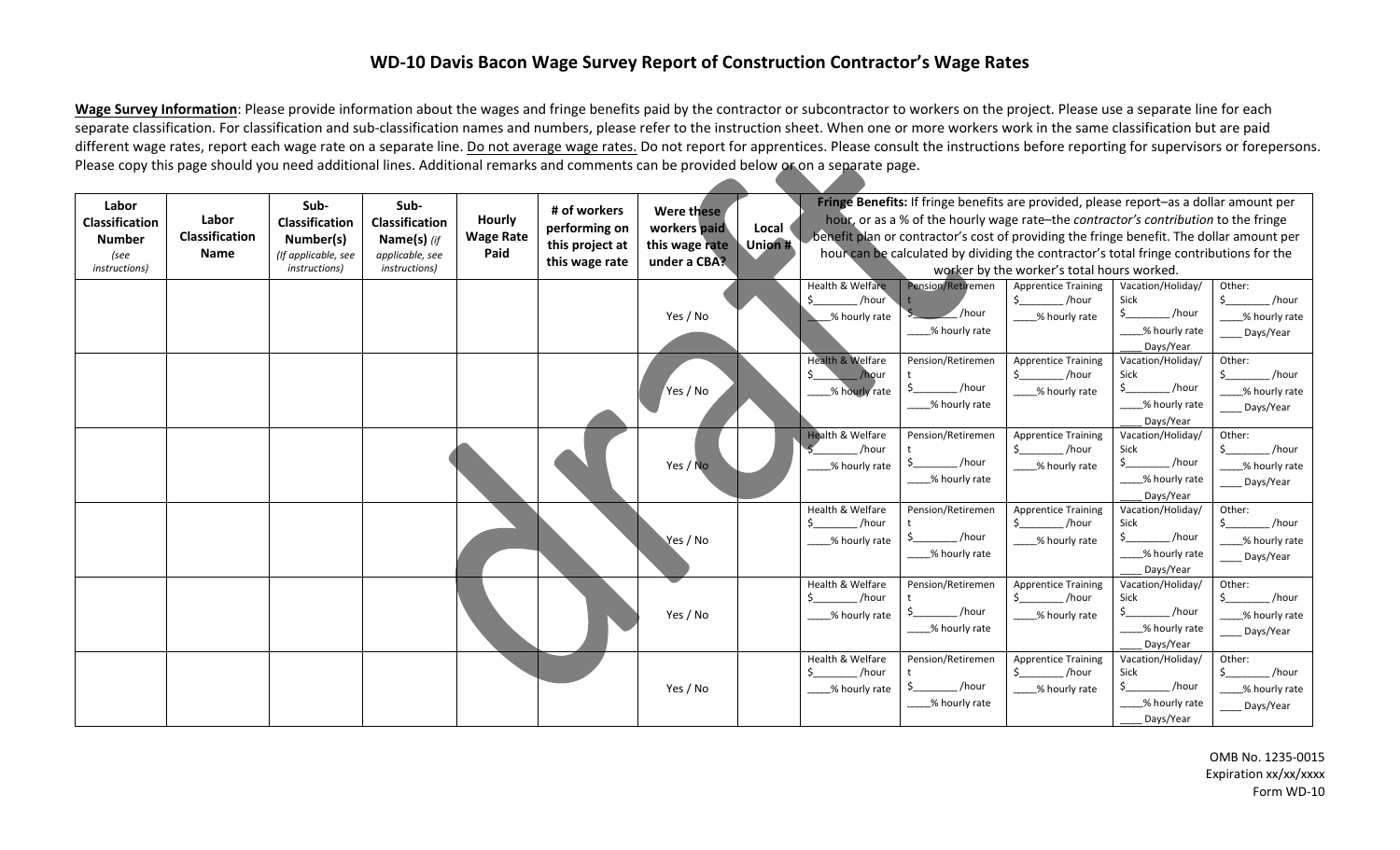# WD-10 Davis Bacon Wage Survey Report of Construction Contractor's Wage Rates

**Wage Survey Information**: Please provide information about the wages and fringe benefits paid by the contractor or subcontractor to workers on the project. Please use a separate line for each separate classification. For classification and sub-classification names and numbers, please refer to the instruction sheet. When one or more workers work in the same classification but are paid different wage rates, report each wage rate on a separate line. Do not average wage rates. Do not report for apprentices. Please consult the instructions before reporting for supervisors or forepersons. Please copy this page should you need additional lines. Additional remarks and comments can be provided below or on a separate page.

| Labor Classification Number *(see instructions)* | Labor Classification Name | Sub-Classification Number(s) *(If applicable, see instructions)* | Sub-Classification Name(s) *(if applicable, see instructions)* | Hourly Wage Rate Paid | # of workers performing on this project at this wage rate | Were these workers paid this wage rate under a CBA? | Local Union # | **Fringe Benefits:** If fringe benefits are provided, please report–as a dollar amount per hour, or as a % of the hourly wage rate–the *contractor's contribution* to the fringe benefit plan or contractor's cost of providing the fringe benefit. The dollar amount per hour can be calculated by dividing the contractor's total fringe contributions for the worker by the worker's total hours worked. | | | | |
|---|---|---|---|---|---|---|---|---|---|---|---|---|
| | | | | | | Yes / No | | Health & Welfare $________ /hour ____% hourly rate | Pension/Retirement $________ /hour ____% hourly rate | Apprentice Training $________ /hour ____% hourly rate | Vacation/Holiday/ Sick $________ /hour ____% hourly rate ____ Days/Year | Other: $________ /hour ____% hourly rate ____ Days/Year |
| | | | | | | Yes / No | | Health & Welfare $________ /hour ____% hourly rate | Pension/Retirement $________ /hour ____% hourly rate | Apprentice Training $________ /hour ____% hourly rate | Vacation/Holiday/ Sick $________ /hour ____% hourly rate ____ Days/Year | Other: $________ /hour ____% hourly rate ____ Days/Year |
| | | | | | | Yes / No | | Health & Welfare $________ /hour ____% hourly rate | Pension/Retirement $________ /hour ____% hourly rate | Apprentice Training $________ /hour ____% hourly rate | Vacation/Holiday/ Sick $________ /hour ____% hourly rate ____ Days/Year | Other: $________ /hour ____% hourly rate ____ Days/Year |
| | | | | | | Yes / No | | Health & Welfare $________ /hour ____% hourly rate | Pension/Retirement $________ /hour ____% hourly rate | Apprentice Training $________ /hour ____% hourly rate | Vacation/Holiday/ Sick $________ /hour ____% hourly rate ____ Days/Year | Other: $________ /hour ____% hourly rate ____ Days/Year |
| | | | | | | Yes / No | | Health & Welfare $________ /hour ____% hourly rate | Pension/Retirement $________ /hour ____% hourly rate | Apprentice Training $________ /hour ____% hourly rate | Vacation/Holiday/ Sick $________ /hour ____% hourly rate ____ Days/Year | Other: $________ /hour ____% hourly rate ____ Days/Year |
| | | | | | | Yes / No | | Health & Welfare $________ /hour ____% hourly rate | Pension/Retirement $________ /hour ____% hourly rate | Apprentice Training $________ /hour ____% hourly rate | Vacation/Holiday/ Sick $________ /hour ____% hourly rate ____ Days/Year | Other: $________ /hour ____% hourly rate ____ Days/Year |

OMB No. 1235-0015
Expiration xx/xx/xxxx
Form WD-10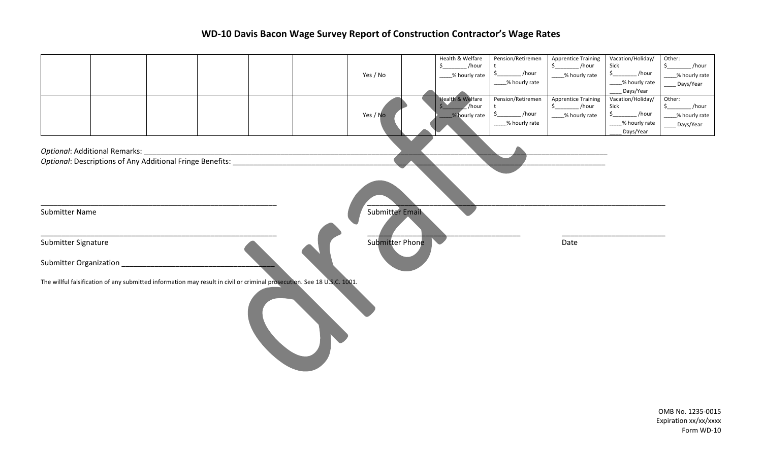# WD-10 Davis Bacon Wage Survey Report of Construction Contractor's Wage Rates

| | | | | | | | | | | | | |
|---|---|---|---|---|---|---|---|---|---|---|---|---|
| | | | | | | Yes / No | | Health & Welfare $________ /hour ____% hourly rate | Pension/Retirement $________ /hour ____% hourly rate | Apprentice Training $________ /hour ____% hourly rate | Vacation/Holiday/ Sick $________ /hour ____% hourly rate ____ Days/Year | Other: $________ /hour ____% hourly rate ____ Days/Year |
| | | | | | | Yes / No | | Health & Welfare $________ /hour ____% hourly rate | Pension/Retirement $________ /hour ____% hourly rate | Apprentice Training $________ /hour ____% hourly rate | Vacation/Holiday/ Sick $________ /hour ____% hourly rate ____ Days/Year | Other: $________ /hour ____% hourly rate ____ Days/Year |

*Optional*: Additional Remarks: ______________________________________________

*Optional*: Descriptions of Any Additional Fringe Benefits: ______________________________________________

______________________________ Submitter Name

______________________________ Submitter Email

______________________________ Submitter Signature

______________________________ Submitter Phone

______________________________ Date

Submitter Organization ______________________________

The willful falsification of any submitted information may result in civil or criminal prosecution. See 18 U.S.C. 1001.

OMB No. 1235-0015
Expiration xx/xx/xxxx
Form WD-10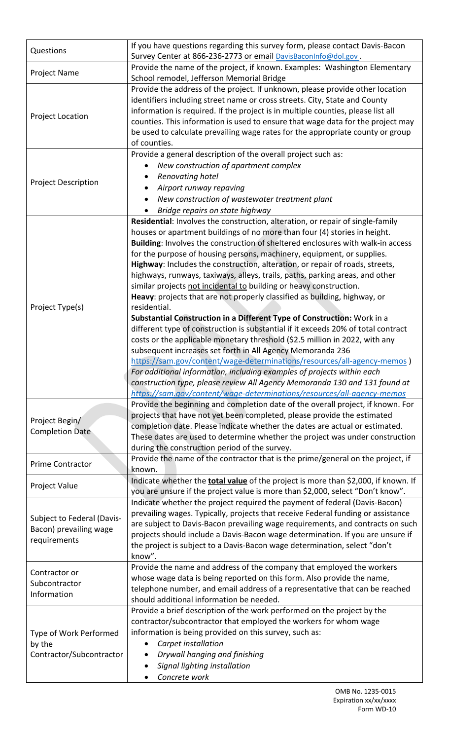| | |
|---|---|
| Questions | If you have questions regarding this survey form, please contact Davis-Bacon Survey Center at 866-236-2773 or email DavisBaconInfo@dol.gov . |
| Project Name | Provide the name of the project, if known. Examples: Washington Elementary School remodel, Jefferson Memorial Bridge |
| Project Location | Provide the address of the project. If unknown, please provide other location identifiers including street name or cross streets. City, State and County information is required. If the project is in multiple counties, please list all counties. This information is used to ensure that wage data for the project may be used to calculate prevailing wage rates for the appropriate county or group of counties. |
| Project Description | Provide a general description of the overall project such as:<br>• *New construction of apartment complex*<br>• *Renovating hotel*<br>• *Airport runway repaving*<br>• *New construction of wastewater treatment plant*<br>• *Bridge repairs on state highway* |
| Project Type(s) | **Residential**: Involves the construction, alteration, or repair of single-family houses or apartment buildings of no more than four (4) stories in height.<br>**Building**: Involves the construction of sheltered enclosures with walk-in access for the purpose of housing persons, machinery, equipment, or supplies.<br>**Highway**: Includes the construction, alteration, or repair of roads, streets, highways, runways, taxiways, alleys, trails, paths, parking areas, and other similar projects <u>not incidental to</u> building or heavy construction.<br>**Heavy**: projects that are not properly classified as building, highway, or residential.<br>**Substantial Construction in a Different Type of Construction:** Work in a different type of construction is substantial if it exceeds 20% of total contract costs or the applicable monetary threshold ($2.5 million in 2022, with any subsequent increases set forth in All Agency Memoranda 236 https://sam.gov/content/wage-determinations/resources/all-agency-memos )<br>*For additional information, including examples of projects within each construction type, please review All Agency Memoranda 130 and 131 found at https://sam.gov/content/wage-determinations/resources/all-agency-memos* |
| Project Begin/ Completion Date | Provide the beginning and completion date of the overall project, if known. For projects that have not yet been completed, please provide the estimated completion date. Please indicate whether the dates are actual or estimated. These dates are used to determine whether the project was under construction during the construction period of the survey. |
| Prime Contractor | Provide the name of the contractor that is the prime/general on the project, if known. |
| Project Value | Indicate whether the <u>**total value**</u> of the project is more than $2,000, if known. If you are unsure if the project value is more than $2,000, select "Don't know". |
| Subject to Federal (Davis-Bacon) prevailing wage requirements | Indicate whether the project required the payment of federal (Davis-Bacon) prevailing wages. Typically, projects that receive Federal funding or assistance are subject to Davis-Bacon prevailing wage requirements, and contracts on such projects should include a Davis-Bacon wage determination. If you are unsure if the project is subject to a Davis-Bacon wage determination, select "don't know". |
| Contractor or Subcontractor Information | Provide the name and address of the company that employed the workers whose wage data is being reported on this form. Also provide the name, telephone number, and email address of a representative that can be reached should additional information be needed. |
| Type of Work Performed by the Contractor/Subcontractor | Provide a brief description of the work performed on the project by the contractor/subcontractor that employed the workers for whom wage information is being provided on this survey, such as:<br>• *Carpet installation*<br>• *Drywall hanging and finishing*<br>• *Signal lighting installation*<br>• *Concrete work* |

OMB No. 1235-0015
Expiration xx/xx/xxxx
Form WD-10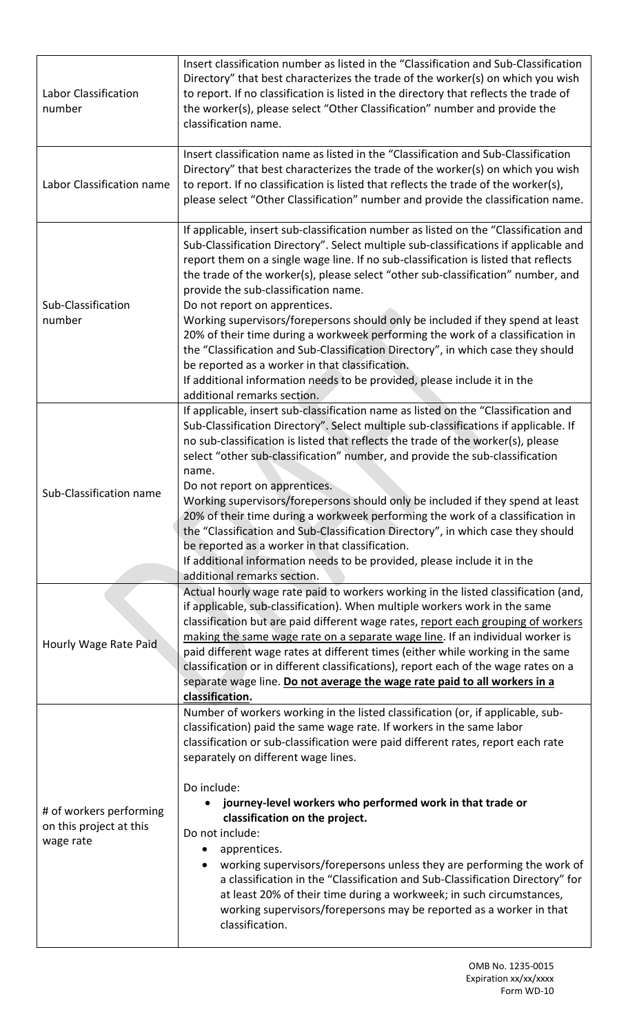| | |
|---|---|
| Labor Classification number | Insert classification number as listed in the "Classification and Sub-Classification Directory" that best characterizes the trade of the worker(s) on which you wish to report. If no classification is listed in the directory that reflects the trade of the worker(s), please select "Other Classification" number and provide the classification name. |
| Labor Classification name | Insert classification name as listed in the "Classification and Sub-Classification Directory" that best characterizes the trade of the worker(s) on which you wish to report. If no classification is listed that reflects the trade of the worker(s), please select "Other Classification" number and provide the classification name. |
| Sub-Classification number | If applicable, insert sub-classification number as listed on the "Classification and Sub-Classification Directory". Select multiple sub-classifications if applicable and report them on a single wage line. If no sub-classification is listed that reflects the trade of the worker(s), please select "other sub-classification" number, and provide the sub-classification name.<br>Do not report on apprentices.<br>Working supervisors/forepersons should only be included if they spend at least 20% of their time during a workweek performing the work of a classification in the "Classification and Sub-Classification Directory", in which case they should be reported as a worker in that classification.<br>If additional information needs to be provided, please include it in the additional remarks section. |
| Sub-Classification name | If applicable, insert sub-classification name as listed on the "Classification and Sub-Classification Directory". Select multiple sub-classifications if applicable. If no sub-classification is listed that reflects the trade of the worker(s), please select "other sub-classification" number, and provide the sub-classification name.<br>Do not report on apprentices.<br>Working supervisors/forepersons should only be included if they spend at least 20% of their time during a workweek performing the work of a classification in the "Classification and Sub-Classification Directory", in which case they should be reported as a worker in that classification.<br>If additional information needs to be provided, please include it in the additional remarks section. |
| Hourly Wage Rate Paid | Actual hourly wage rate paid to workers working in the listed classification (and, if applicable, sub-classification). When multiple workers work in the same classification but are paid different wage rates, report each grouping of workers making the same wage rate on a separate wage line. If an individual worker is paid different wage rates at different times (either while working in the same classification or in different classifications), report each of the wage rates on a separate wage line. **Do not average the wage rate paid to all workers in a classification.** |
| # of workers performing on this project at this wage rate | Number of workers working in the listed classification (or, if applicable, sub-classification) paid the same wage rate. If workers in the same labor classification or sub-classification were paid different rates, report each rate separately on different wage lines.<br><br>Do include:<br>• **journey-level workers who performed work in that trade or classification on the project.**<br>Do not include:<br>• apprentices.<br>• working supervisors/forepersons unless they are performing the work of a classification in the "Classification and Sub-Classification Directory" for at least 20% of their time during a workweek; in such circumstances, working supervisors/forepersons may be reported as a worker in that classification. |

OMB No. 1235-0015
Expiration xx/xx/xxxx
Form WD-10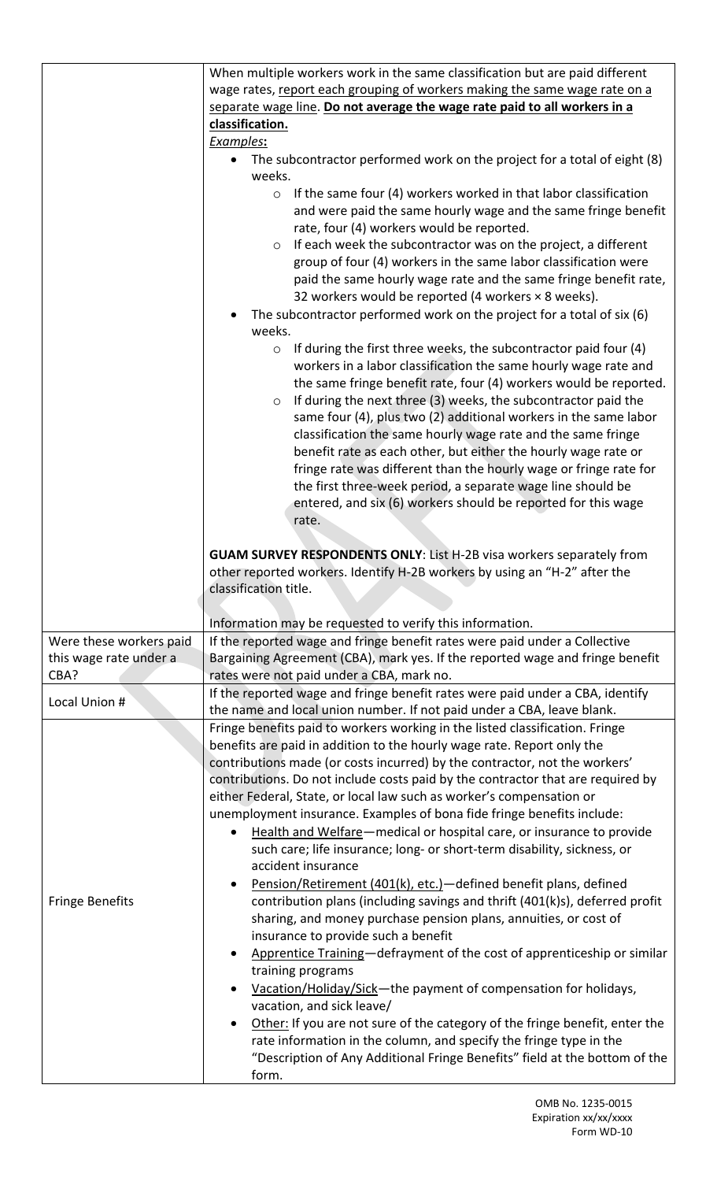| | |
|---|---|
| | When multiple workers work in the same classification but are paid different wage rates, report each grouping of workers making the same wage rate on a separate wage line. **Do not average the wage rate paid to all workers in a classification.**<br>*Examples***:**<br>• The subcontractor performed work on the project for a total of eight (8) weeks.<br>  ○ If the same four (4) workers worked in that labor classification and were paid the same hourly wage and the same fringe benefit rate, four (4) workers would be reported.<br>  ○ If each week the subcontractor was on the project, a different group of four (4) workers in the same labor classification were paid the same hourly wage rate and the same fringe benefit rate, 32 workers would be reported (4 workers × 8 weeks).<br>• The subcontractor performed work on the project for a total of six (6) weeks.<br>  ○ If during the first three weeks, the subcontractor paid four (4) workers in a labor classification the same hourly wage rate and the same fringe benefit rate, four (4) workers would be reported.<br>  ○ If during the next three (3) weeks, the subcontractor paid the same four (4), plus two (2) additional workers in the same labor classification the same hourly wage rate and the same fringe benefit rate as each other, but either the hourly wage rate or fringe rate was different than the hourly wage or fringe rate for the first three-week period, a separate wage line should be entered, and six (6) workers should be reported for this wage rate.<br><br>**GUAM SURVEY RESPONDENTS ONLY**: List H-2B visa workers separately from other reported workers. Identify H-2B workers by using an "H-2" after the classification title.<br><br>Information may be requested to verify this information. |
| Were these workers paid this wage rate under a CBA? | If the reported wage and fringe benefit rates were paid under a Collective Bargaining Agreement (CBA), mark yes. If the reported wage and fringe benefit rates were not paid under a CBA, mark no. |
| Local Union # | If the reported wage and fringe benefit rates were paid under a CBA, identify the name and local union number. If not paid under a CBA, leave blank. |
| Fringe Benefits | Fringe benefits paid to workers working in the listed classification. Fringe benefits are paid in addition to the hourly wage rate. Report only the contributions made (or costs incurred) by the contractor, not the workers' contributions. Do not include costs paid by the contractor that are required by either Federal, State, or local law such as worker's compensation or unemployment insurance. Examples of bona fide fringe benefits include:<br>• Health and Welfare—medical or hospital care, or insurance to provide such care; life insurance; long- or short-term disability, sickness, or accident insurance<br>• Pension/Retirement (401(k), etc.)—defined benefit plans, defined contribution plans (including savings and thrift (401(k)s), deferred profit sharing, and money purchase pension plans, annuities, or cost of insurance to provide such a benefit<br>• Apprentice Training—defrayment of the cost of apprenticeship or similar training programs<br>• Vacation/Holiday/Sick—the payment of compensation for holidays, vacation, and sick leave/<br>• Other: If you are not sure of the category of the fringe benefit, enter the rate information in the column, and specify the fringe type in the "Description of Any Additional Fringe Benefits" field at the bottom of the form. |

OMB No. 1235-0015
Expiration xx/xx/xxxx
Form WD-10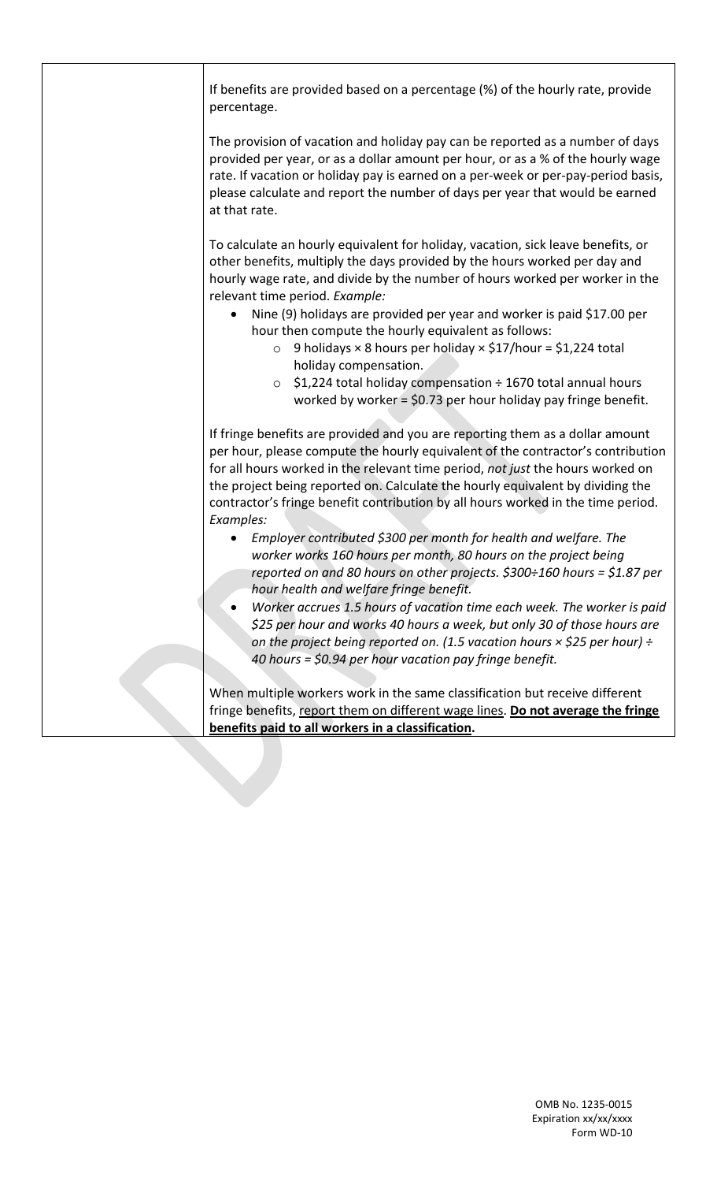If benefits are provided based on a percentage (%) of the hourly rate, provide percentage.

The provision of vacation and holiday pay can be reported as a number of days provided per year, or as a dollar amount per hour, or as a % of the hourly wage rate. If vacation or holiday pay is earned on a per-week or per-pay-period basis, please calculate and report the number of days per year that would be earned at that rate.

To calculate an hourly equivalent for holiday, vacation, sick leave benefits, or other benefits, multiply the days provided by the hours worked per day and hourly wage rate, and divide by the number of hours worked per worker in the relevant time period. *Example:*

- Nine (9) holidays are provided per year and worker is paid $17.00 per hour then compute the hourly equivalent as follows:
  - 9 holidays × 8 hours per holiday × $17/hour = $1,224 total holiday compensation.
  - $1,224 total holiday compensation ÷ 1670 total annual hours worked by worker = $0.73 per hour holiday pay fringe benefit.

If fringe benefits are provided and you are reporting them as a dollar amount per hour, please compute the hourly equivalent of the contractor's contribution for all hours worked in the relevant time period, *not just* the hours worked on the project being reported on. Calculate the hourly equivalent by dividing the contractor's fringe benefit contribution by all hours worked in the time period. *Examples:*

- *Employer contributed $300 per month for health and welfare. The worker works 160 hours per month, 80 hours on the project being reported on and 80 hours on other projects. $300÷160 hours = $1.87 per hour health and welfare fringe benefit.*
- *Worker accrues 1.5 hours of vacation time each week. The worker is paid $25 per hour and works 40 hours a week, but only 30 of those hours are on the project being reported on. (1.5 vacation hours × $25 per hour) ÷ 40 hours = $0.94 per hour vacation pay fringe benefit.*

When multiple workers work in the same classification but receive different fringe benefits, <u>report them on different wage lines</u>. **<u>Do not average the fringe benefits paid to all workers in a classification</u>.**

OMB No. 1235-0015
Expiration xx/xx/xxxx
Form WD-10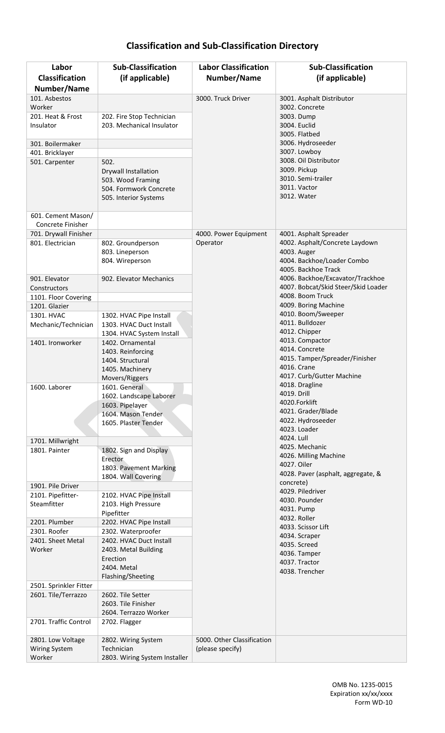## Classification and Sub-Classification Directory

| Labor Classification Number/Name | Sub-Classification (if applicable) | Labor Classification Number/Name | Sub-Classification (if applicable) |
|---|---|---|---|
| 101. Asbestos Worker | | 3000. Truck Driver | 3001. Asphalt Distributor<br>3002. Concrete<br>3003. Dump<br>3004. Euclid<br>3005. Flatbed<br>3006. Hydroseeder<br>3007. Lowboy<br>3008. Oil Distributor<br>3009. Pickup<br>3010. Semi-trailer<br>3011. Vactor<br>3012. Water |
| 201. Heat & Frost Insulator | 202. Fire Stop Technician<br>203. Mechanical Insulator | | |
| 301. Boilermaker | | | |
| 401. Bricklayer | | | |
| 501. Carpenter | 502. Drywall Installation<br>503. Wood Framing<br>504. Formwork Concrete<br>505. Interior Systems | | |
| 601. Cement Mason/ Concrete Finisher | | | |
| 701. Drywall Finisher | | 4000. Power Equipment Operator | 4001. Asphalt Spreader<br>4002. Asphalt/Concrete Laydown<br>4003. Auger<br>4004. Backhoe/Loader Combo<br>4005. Backhoe Track<br>4006. Backhoe/Excavator/Trackhoe<br>4007. Bobcat/Skid Steer/Skid Loader<br>4008. Boom Truck<br>4009. Boring Machine<br>4010. Boom/Sweeper<br>4011. Bulldozer<br>4012. Chipper<br>4013. Compactor<br>4014. Concrete<br>4015. Tamper/Spreader/Finisher<br>4016. Crane<br>4017. Curb/Gutter Machine<br>4018. Dragline<br>4019. Drill<br>4020.Forklift<br>4021. Grader/Blade<br>4022. Hydroseeder<br>4023. Loader<br>4024. Lull<br>4025. Mechanic<br>4026. Milling Machine<br>4027. Oiler<br>4028. Paver (asphalt, aggregate, & concrete)<br>4029. Piledriver<br>4030. Pounder<br>4031. Pump<br>4032. Roller<br>4033. Scissor Lift<br>4034. Scraper<br>4035. Screed<br>4036. Tamper<br>4037. Tractor<br>4038. Trencher |
| 801. Electrician | 802. Groundperson<br>803. Lineperson<br>804. Wireperson | | |
| 901. Elevator Constructors | 902. Elevator Mechanics | | |
| 1101. Floor Covering | | | |
| 1201. Glazier | | | |
| 1301. HVAC Mechanic/Technician | 1302. HVAC Pipe Install<br>1303. HVAC Duct Install<br>1304. HVAC System Install | | |
| 1401. Ironworker | 1402. Ornamental<br>1403. Reinforcing<br>1404. Structural<br>1405. Machinery Movers/Riggers | | |
| 1600. Laborer | 1601. General<br>1602. Landscape Laborer<br>1603. Pipelayer<br>1604. Mason Tender<br>1605. Plaster Tender | | |
| 1701. Millwright | | | |
| 1801. Painter | 1802. Sign and Display Erector<br>1803. Pavement Marking<br>1804. Wall Covering | | |
| 1901. Pile Driver | | | |
| 2101. Pipefitter-Steamfitter | 2102. HVAC Pipe Install<br>2103. High Pressure Pipefitter | | |
| 2201. Plumber | 2202. HVAC Pipe Install | | |
| 2301. Roofer | 2302. Waterproofer | | |
| 2401. Sheet Metal Worker | 2402. HVAC Duct Install<br>2403. Metal Building Erection<br>2404. Metal Flashing/Sheeting | | |
| 2501. Sprinkler Fitter | | | |
| 2601. Tile/Terrazzo | 2602. Tile Setter<br>2603. Tile Finisher<br>2604. Terrazzo Worker | | |
| 2701. Traffic Control | 2702. Flagger | | |
| 2801. Low Voltage Wiring System Worker | 2802. Wiring System Technician<br>2803. Wiring System Installer | 5000. Other Classification (please specify) | |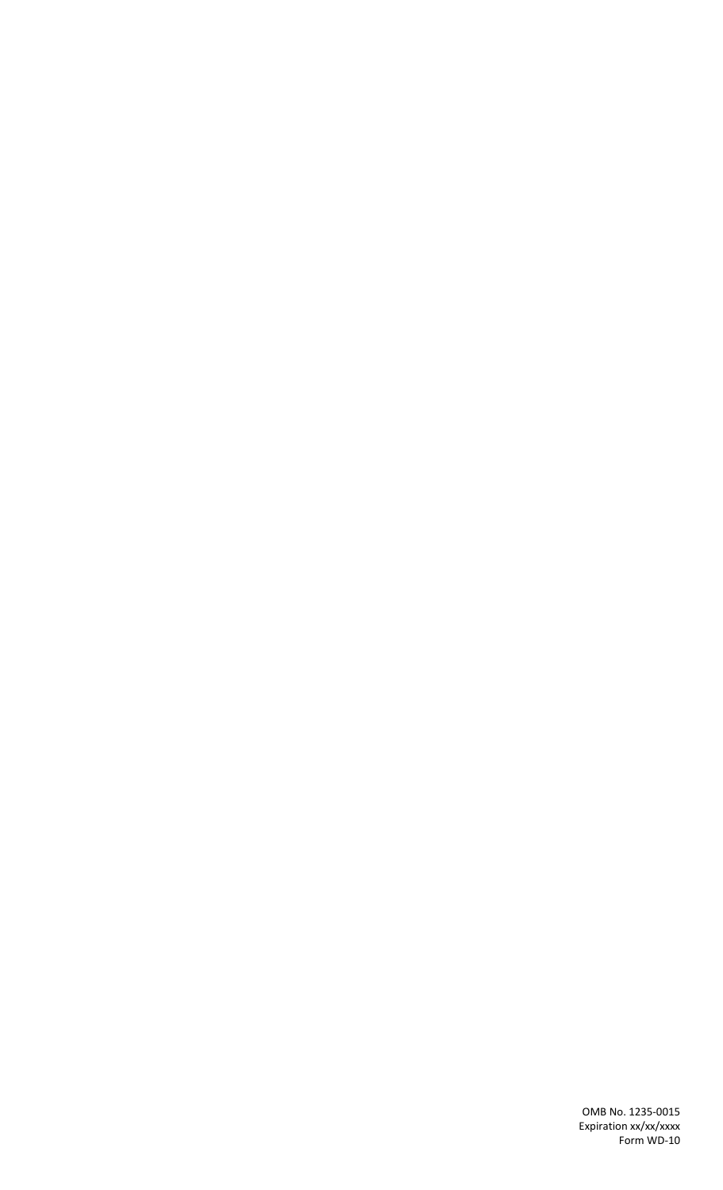OMB No. 1235-0015
Expiration xx/xx/xxxx
Form WD-10